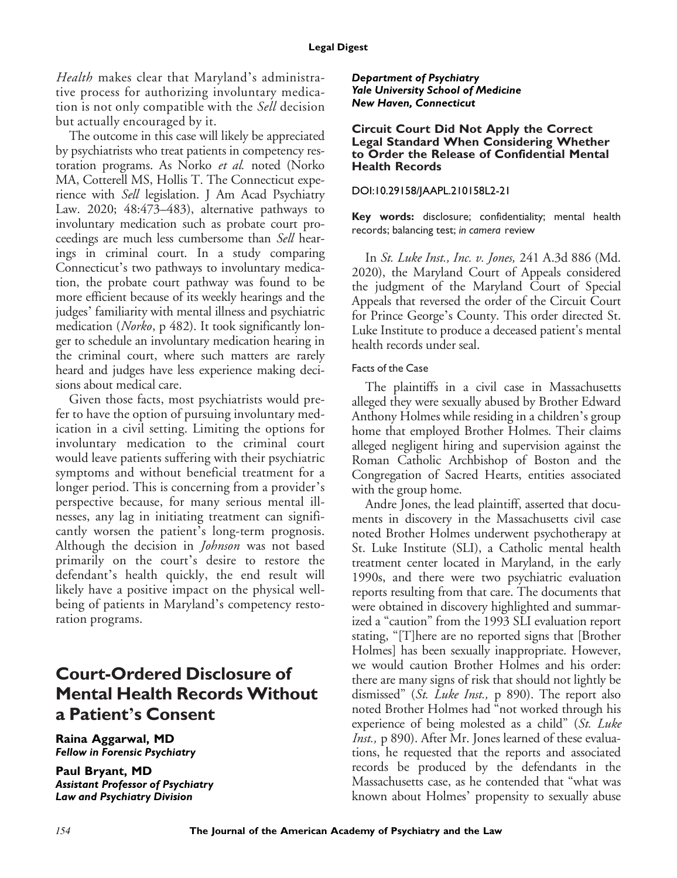*Health* makes clear that Maryland's administrative process for authorizing involuntary medication is not only compatible with the *Sell* decision but actually encouraged by it.

The outcome in this case will likely be appreciated by psychiatrists who treat patients in competency restoration programs. As Norko *et al.* noted (Norko MA, Cotterell MS, Hollis T. The Connecticut experience with *Sell* legislation. J Am Acad Psychiatry Law. 2020; 48:473–483), alternative pathways to involuntary medication such as probate court proceedings are much less cumbersome than *Sell* hearings in criminal court. In a study comparing Connecticut's two pathways to involuntary medication, the probate court pathway was found to be more efficient because of its weekly hearings and the judges' familiarity with mental illness and psychiatric medication (*Norko*, p 482). It took significantly longer to schedule an involuntary medication hearing in the criminal court, where such matters are rarely heard and judges have less experience making decisions about medical care.

Given those facts, most psychiatrists would prefer to have the option of pursuing involuntary medication in a civil setting. Limiting the options for involuntary medication to the criminal court would leave patients suffering with their psychiatric symptoms and without beneficial treatment for a longer period. This is concerning from a provider's perspective because, for many serious mental illnesses, any lag in initiating treatment can significantly worsen the patient's long-term prognosis. Although the decision in *Johnson* was not based primarily on the court's desire to restore the defendant's health quickly, the end result will likely have a positive impact on the physical wellbeing of patients in Maryland's competency restoration programs.

# Court-Ordered Disclosure of Mental Health Records Without a Patient's Consent

**Raina Aggarwal, MD**
***Fellow in Forensic Psychiatry***

**Paul Bryant, MD**
***Assistant Professor of Psychiatry***
***Law and Psychiatry Division***
***Department of Psychiatry***
***Yale University School of Medicine***
***New Haven, Connecticut***

### Circuit Court Did Not Apply the Correct Legal Standard When Considering Whether to Order the Release of Confidential Mental Health Records

DOI:10.29158/JAAPL.210158L2-21

**Key words:** disclosure; confidentiality; mental health records; balancing test; *in camera* review

In *St. Luke Inst., Inc. v. Jones,* 241 A.3d 886 (Md. 2020), the Maryland Court of Appeals considered the judgment of the Maryland Court of Special Appeals that reversed the order of the Circuit Court for Prince George's County. This order directed St. Luke Institute to produce a deceased patient's mental health records under seal.

#### Facts of the Case

The plaintiffs in a civil case in Massachusetts alleged they were sexually abused by Brother Edward Anthony Holmes while residing in a children's group home that employed Brother Holmes. Their claims alleged negligent hiring and supervision against the Roman Catholic Archbishop of Boston and the Congregation of Sacred Hearts, entities associated with the group home.

Andre Jones, the lead plaintiff, asserted that documents in discovery in the Massachusetts civil case noted Brother Holmes underwent psychotherapy at St. Luke Institute (SLI), a Catholic mental health treatment center located in Maryland, in the early 1990s, and there were two psychiatric evaluation reports resulting from that care. The documents that were obtained in discovery highlighted and summarized a "caution" from the 1993 SLI evaluation report stating, "[T]here are no reported signs that [Brother Holmes] has been sexually inappropriate. However, we would caution Brother Holmes and his order: there are many signs of risk that should not lightly be dismissed" (*St. Luke Inst.,* p 890). The report also noted Brother Holmes had "not worked through his experience of being molested as a child" (*St. Luke Inst.,* p 890). After Mr. Jones learned of these evaluations, he requested that the reports and associated records be produced by the defendants in the Massachusetts case, as he contended that "what was known about Holmes' propensity to sexually abuse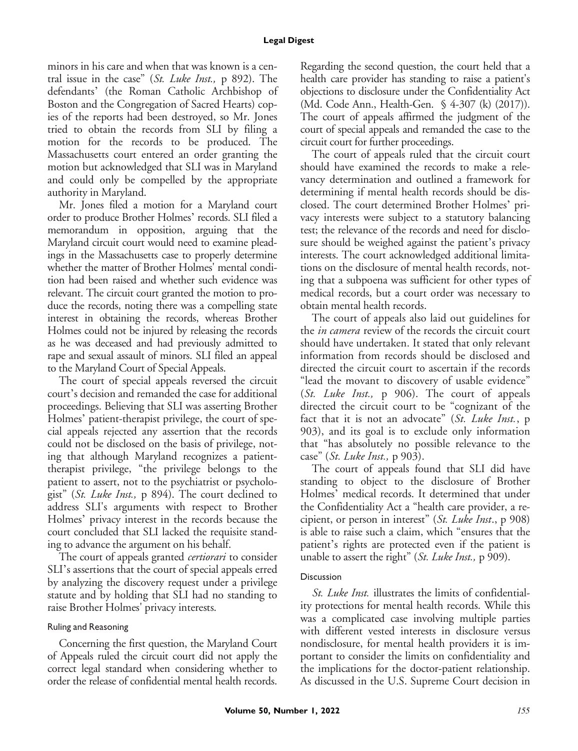minors in his care and when that was known is a central issue in the case" (*St. Luke Inst.,* p 892). The defendants' (the Roman Catholic Archbishop of Boston and the Congregation of Sacred Hearts) copies of the reports had been destroyed, so Mr. Jones tried to obtain the records from SLI by filing a motion for the records to be produced. The Massachusetts court entered an order granting the motion but acknowledged that SLI was in Maryland and could only be compelled by the appropriate authority in Maryland.

Mr. Jones filed a motion for a Maryland court order to produce Brother Holmes' records. SLI filed a memorandum in opposition, arguing that the Maryland circuit court would need to examine pleadings in the Massachusetts case to properly determine whether the matter of Brother Holmes' mental condition had been raised and whether such evidence was relevant. The circuit court granted the motion to produce the records, noting there was a compelling state interest in obtaining the records, whereas Brother Holmes could not be injured by releasing the records as he was deceased and had previously admitted to rape and sexual assault of minors. SLI filed an appeal to the Maryland Court of Special Appeals.

The court of special appeals reversed the circuit court's decision and remanded the case for additional proceedings. Believing that SLI was asserting Brother Holmes' patient-therapist privilege, the court of special appeals rejected any assertion that the records could not be disclosed on the basis of privilege, noting that although Maryland recognizes a patient-therapist privilege, "the privilege belongs to the patient to assert, not to the psychiatrist or psychologist" (*St. Luke Inst.,* p 894). The court declined to address SLI's arguments with respect to Brother Holmes' privacy interest in the records because the court concluded that SLI lacked the requisite standing to advance the argument on his behalf.

The court of appeals granted *certiorari* to consider SLI's assertions that the court of special appeals erred by analyzing the discovery request under a privilege statute and by holding that SLI had no standing to raise Brother Holmes' privacy interests.

### Ruling and Reasoning

Concerning the first question, the Maryland Court of Appeals ruled the circuit court did not apply the correct legal standard when considering whether to order the release of confidential mental health records. Regarding the second question, the court held that a health care provider has standing to raise a patient's objections to disclosure under the Confidentiality Act (Md. Code Ann., Health-Gen. § 4-307 (k) (2017)). The court of appeals affirmed the judgment of the court of special appeals and remanded the case to the circuit court for further proceedings.

The court of appeals ruled that the circuit court should have examined the records to make a relevancy determination and outlined a framework for determining if mental health records should be disclosed. The court determined Brother Holmes' privacy interests were subject to a statutory balancing test; the relevance of the records and need for disclosure should be weighed against the patient's privacy interests. The court acknowledged additional limitations on the disclosure of mental health records, noting that a subpoena was sufficient for other types of medical records, but a court order was necessary to obtain mental health records.

The court of appeals also laid out guidelines for the *in camera* review of the records the circuit court should have undertaken. It stated that only relevant information from records should be disclosed and directed the circuit court to ascertain if the records "lead the movant to discovery of usable evidence" (*St. Luke Inst.,* p 906). The court of appeals directed the circuit court to be "cognizant of the fact that it is not an advocate" (*St. Luke Inst.*, p 903), and its goal is to exclude only information that "has absolutely no possible relevance to the case" (*St. Luke Inst.,* p 903).

The court of appeals found that SLI did have standing to object to the disclosure of Brother Holmes' medical records. It determined that under the Confidentiality Act a "health care provider, a recipient, or person in interest" (*St. Luke Inst*., p 908) is able to raise such a claim, which "ensures that the patient's rights are protected even if the patient is unable to assert the right" (*St. Luke Inst.,* p 909).

### Discussion

*St. Luke Inst.* illustrates the limits of confidentiality protections for mental health records. While this was a complicated case involving multiple parties with different vested interests in disclosure versus nondisclosure, for mental health providers it is important to consider the limits on confidentiality and the implications for the doctor-patient relationship. As discussed in the U.S. Supreme Court decision in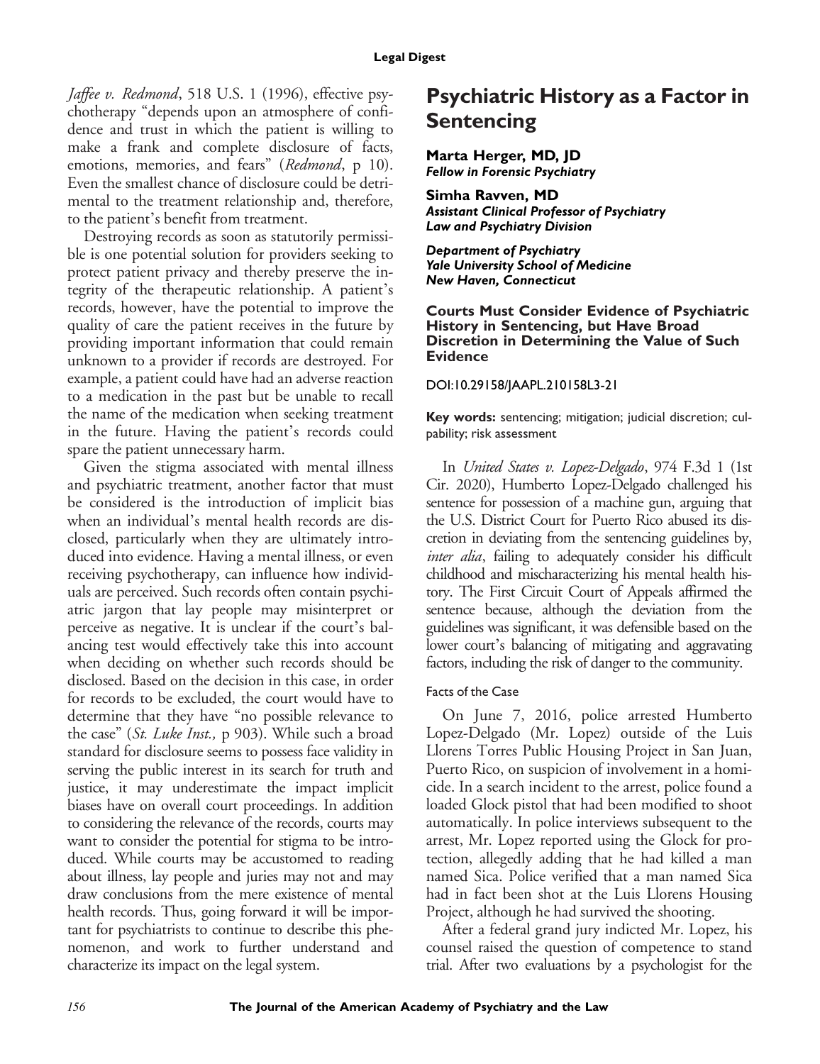*Jaffee v. Redmond*, 518 U.S. 1 (1996), effective psychotherapy "depends upon an atmosphere of confidence and trust in which the patient is willing to make a frank and complete disclosure of facts, emotions, memories, and fears" (*Redmond*, p 10). Even the smallest chance of disclosure could be detrimental to the treatment relationship and, therefore, to the patient's benefit from treatment.

Destroying records as soon as statutorily permissible is one potential solution for providers seeking to protect patient privacy and thereby preserve the integrity of the therapeutic relationship. A patient's records, however, have the potential to improve the quality of care the patient receives in the future by providing important information that could remain unknown to a provider if records are destroyed. For example, a patient could have had an adverse reaction to a medication in the past but be unable to recall the name of the medication when seeking treatment in the future. Having the patient's records could spare the patient unnecessary harm.

Given the stigma associated with mental illness and psychiatric treatment, another factor that must be considered is the introduction of implicit bias when an individual's mental health records are disclosed, particularly when they are ultimately introduced into evidence. Having a mental illness, or even receiving psychotherapy, can influence how individuals are perceived. Such records often contain psychiatric jargon that lay people may misinterpret or perceive as negative. It is unclear if the court's balancing test would effectively take this into account when deciding on whether such records should be disclosed. Based on the decision in this case, in order for records to be excluded, the court would have to determine that they have "no possible relevance to the case" (*St. Luke Inst.,* p 903). While such a broad standard for disclosure seems to possess face validity in serving the public interest in its search for truth and justice, it may underestimate the impact implicit biases have on overall court proceedings. In addition to considering the relevance of the records, courts may want to consider the potential for stigma to be introduced. While courts may be accustomed to reading about illness, lay people and juries may not and may draw conclusions from the mere existence of mental health records. Thus, going forward it will be important for psychiatrists to continue to describe this phenomenon, and work to further understand and characterize its impact on the legal system.

# Psychiatric History as a Factor in Sentencing

**Marta Herger, MD, JD**
***Fellow in Forensic Psychiatry***

**Simha Ravven, MD**
***Assistant Clinical Professor of Psychiatry***
***Law and Psychiatry Division***

***Department of Psychiatry***
***Yale University School of Medicine***
***New Haven, Connecticut***

### Courts Must Consider Evidence of Psychiatric History in Sentencing, but Have Broad Discretion in Determining the Value of Such Evidence

DOI:10.29158/JAAPL.210158L3-21

**Key words:** sentencing; mitigation; judicial discretion; culpability; risk assessment

In *United States v. Lopez-Delgado*, 974 F.3d 1 (1st Cir. 2020), Humberto Lopez-Delgado challenged his sentence for possession of a machine gun, arguing that the U.S. District Court for Puerto Rico abused its discretion in deviating from the sentencing guidelines by, *inter alia*, failing to adequately consider his difficult childhood and mischaracterizing his mental health history. The First Circuit Court of Appeals affirmed the sentence because, although the deviation from the guidelines was significant, it was defensible based on the lower court's balancing of mitigating and aggravating factors, including the risk of danger to the community.

#### Facts of the Case

On June 7, 2016, police arrested Humberto Lopez-Delgado (Mr. Lopez) outside of the Luis Llorens Torres Public Housing Project in San Juan, Puerto Rico, on suspicion of involvement in a homicide. In a search incident to the arrest, police found a loaded Glock pistol that had been modified to shoot automatically. In police interviews subsequent to the arrest, Mr. Lopez reported using the Glock for protection, allegedly adding that he had killed a man named Sica. Police verified that a man named Sica had in fact been shot at the Luis Llorens Housing Project, although he had survived the shooting.

After a federal grand jury indicted Mr. Lopez, his counsel raised the question of competence to stand trial. After two evaluations by a psychologist for the